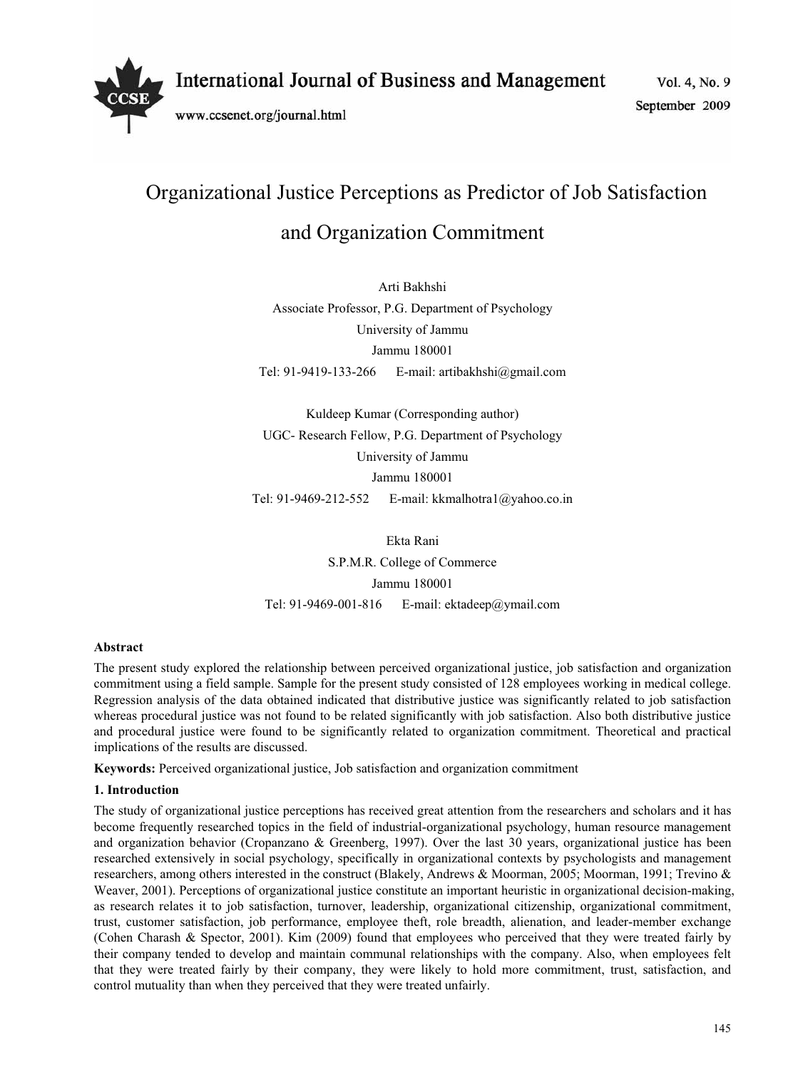# Organizational Justice Perceptions as Predictor of Job Satisfaction and Organization Commitment

Arti Bakhshi

Associate Professor, P.G. Department of Psychology

University of Jammu

Jammu 180001

Tel: 91-9419-133-266 E-mail: artibakhshi@gmail.com

Kuldeep Kumar (Corresponding author)

UGC- Research Fellow, P.G. Department of Psychology

University of Jammu

Jammu 180001

Tel: 91-9469-212-552 E-mail: kkmalhotra1@yahoo.co.in

Ekta Rani

S.P.M.R. College of Commerce

Jammu 180001

Tel: 91-9469-001-816 E-mail: ektadeep@ymail.com

**Abstract**

The present study explored the relationship between perceived organizational justice, job satisfaction and organization commitment using a field sample. Sample for the present study consisted of 128 employees working in medical college. Regression analysis of the data obtained indicated that distributive justice was significantly related to job satisfaction whereas procedural justice was not found to be related significantly with job satisfaction. Also both distributive justice and procedural justice were found to be significantly related to organization commitment. Theoretical and practical implications of the results are discussed.

**Keywords:** Perceived organizational justice, Job satisfaction and organization commitment

## 1. Introduction

The study of organizational justice perceptions has received great attention from the researchers and scholars and it has become frequently researched topics in the field of industrial-organizational psychology, human resource management and organization behavior (Cropanzano & Greenberg, 1997). Over the last 30 years, organizational justice has been researched extensively in social psychology, specifically in organizational contexts by psychologists and management researchers, among others interested in the construct (Blakely, Andrews & Moorman, 2005; Moorman, 1991; Trevino & Weaver, 2001). Perceptions of organizational justice constitute an important heuristic in organizational decision-making, as research relates it to job satisfaction, turnover, leadership, organizational citizenship, organizational commitment, trust, customer satisfaction, job performance, employee theft, role breadth, alienation, and leader-member exchange (Cohen Charash & Spector, 2001). Kim (2009) found that employees who perceived that they were treated fairly by their company tended to develop and maintain communal relationships with the company. Also, when employees felt that they were treated fairly by their company, they were likely to hold more commitment, trust, satisfaction, and control mutuality than when they perceived that they were treated unfairly.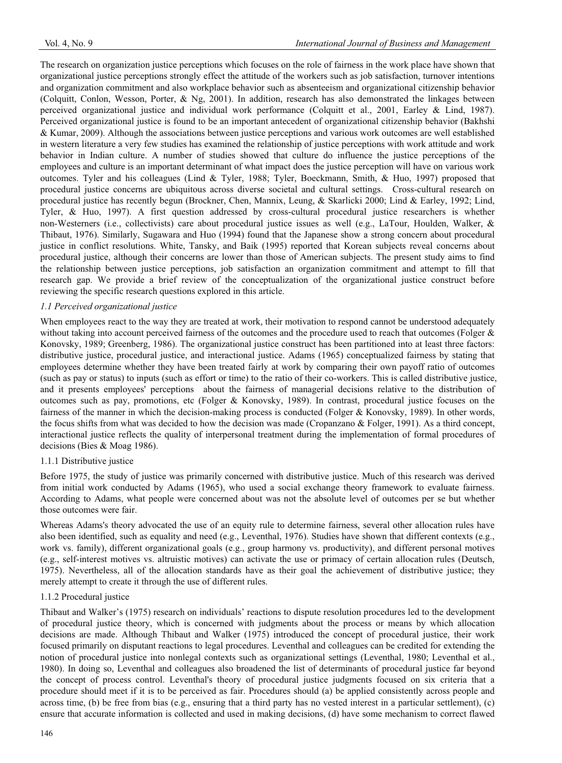The research on organization justice perceptions which focuses on the role of fairness in the work place have shown that organizational justice perceptions strongly effect the attitude of the workers such as job satisfaction, turnover intentions and organization commitment and also workplace behavior such as absenteeism and organizational citizenship behavior (Colquitt, Conlon, Wesson, Porter, & Ng, 2001). In addition, research has also demonstrated the linkages between perceived organizational justice and individual work performance (Colquitt et al., 2001, Earley & Lind, 1987). Perceived organizational justice is found to be an important antecedent of organizational citizenship behavior (Bakhshi & Kumar, 2009). Although the associations between justice perceptions and various work outcomes are well established in western literature a very few studies has examined the relationship of justice perceptions with work attitude and work behavior in Indian culture. A number of studies showed that culture do influence the justice perceptions of the employees and culture is an important determinant of what impact does the justice perception will have on various work outcomes. Tyler and his colleagues (Lind & Tyler, 1988; Tyler, Boeckmann, Smith, & Huo, 1997) proposed that procedural justice concerns are ubiquitous across diverse societal and cultural settings. Cross-cultural research on procedural justice has recently begun (Brockner, Chen, Mannix, Leung, & Skarlicki 2000; Lind & Earley, 1992; Lind, Tyler, & Huo, 1997). A first question addressed by cross-cultural procedural justice researchers is whether non-Westerners (i.e., collectivists) care about procedural justice issues as well (e.g., LaTour, Houlden, Walker, & Thibaut, 1976). Similarly, Sugawara and Huo (1994) found that the Japanese show a strong concern about procedural justice in conflict resolutions. White, Tansky, and Baik (1995) reported that Korean subjects reveal concerns about procedural justice, although their concerns are lower than those of American subjects. The present study aims to find the relationship between justice perceptions, job satisfaction an organization commitment and attempt to fill that research gap. We provide a brief review of the conceptualization of the organizational justice construct before reviewing the specific research questions explored in this article.

### *1.1 Perceived organizational justice*

When employees react to the way they are treated at work, their motivation to respond cannot be understood adequately without taking into account perceived fairness of the outcomes and the procedure used to reach that outcomes (Folger & Konovsky, 1989; Greenberg, 1986). The organizational justice construct has been partitioned into at least three factors: distributive justice, procedural justice, and interactional justice. Adams (1965) conceptualized fairness by stating that employees determine whether they have been treated fairly at work by comparing their own payoff ratio of outcomes (such as pay or status) to inputs (such as effort or time) to the ratio of their co-workers. This is called distributive justice, and it presents employees' perceptions about the fairness of managerial decisions relative to the distribution of outcomes such as pay, promotions, etc (Folger & Konovsky, 1989). In contrast, procedural justice focuses on the fairness of the manner in which the decision-making process is conducted (Folger & Konovsky, 1989). In other words, the focus shifts from what was decided to how the decision was made (Cropanzano & Folger, 1991). As a third concept, interactional justice reflects the quality of interpersonal treatment during the implementation of formal procedures of decisions (Bies & Moag 1986).

#### 1.1.1 Distributive justice

Before 1975, the study of justice was primarily concerned with distributive justice. Much of this research was derived from initial work conducted by Adams (1965), who used a social exchange theory framework to evaluate fairness. According to Adams, what people were concerned about was not the absolute level of outcomes per se but whether those outcomes were fair.

Whereas Adams's theory advocated the use of an equity rule to determine fairness, several other allocation rules have also been identified, such as equality and need (e.g., Leventhal, 1976). Studies have shown that different contexts (e.g., work vs. family), different organizational goals (e.g., group harmony vs. productivity), and different personal motives (e.g., self-interest motives vs. altruistic motives) can activate the use or primacy of certain allocation rules (Deutsch, 1975). Nevertheless, all of the allocation standards have as their goal the achievement of distributive justice; they merely attempt to create it through the use of different rules.

#### 1.1.2 Procedural justice

Thibaut and Walker's (1975) research on individuals' reactions to dispute resolution procedures led to the development of procedural justice theory, which is concerned with judgments about the process or means by which allocation decisions are made. Although Thibaut and Walker (1975) introduced the concept of procedural justice, their work focused primarily on disputant reactions to legal procedures. Leventhal and colleagues can be credited for extending the notion of procedural justice into nonlegal contexts such as organizational settings (Leventhal, 1980; Leventhal et al., 1980). In doing so, Leventhal and colleagues also broadened the list of determinants of procedural justice far beyond the concept of process control. Leventhal's theory of procedural justice judgments focused on six criteria that a procedure should meet if it is to be perceived as fair. Procedures should (a) be applied consistently across people and across time, (b) be free from bias (e.g., ensuring that a third party has no vested interest in a particular settlement), (c) ensure that accurate information is collected and used in making decisions, (d) have some mechanism to correct flawed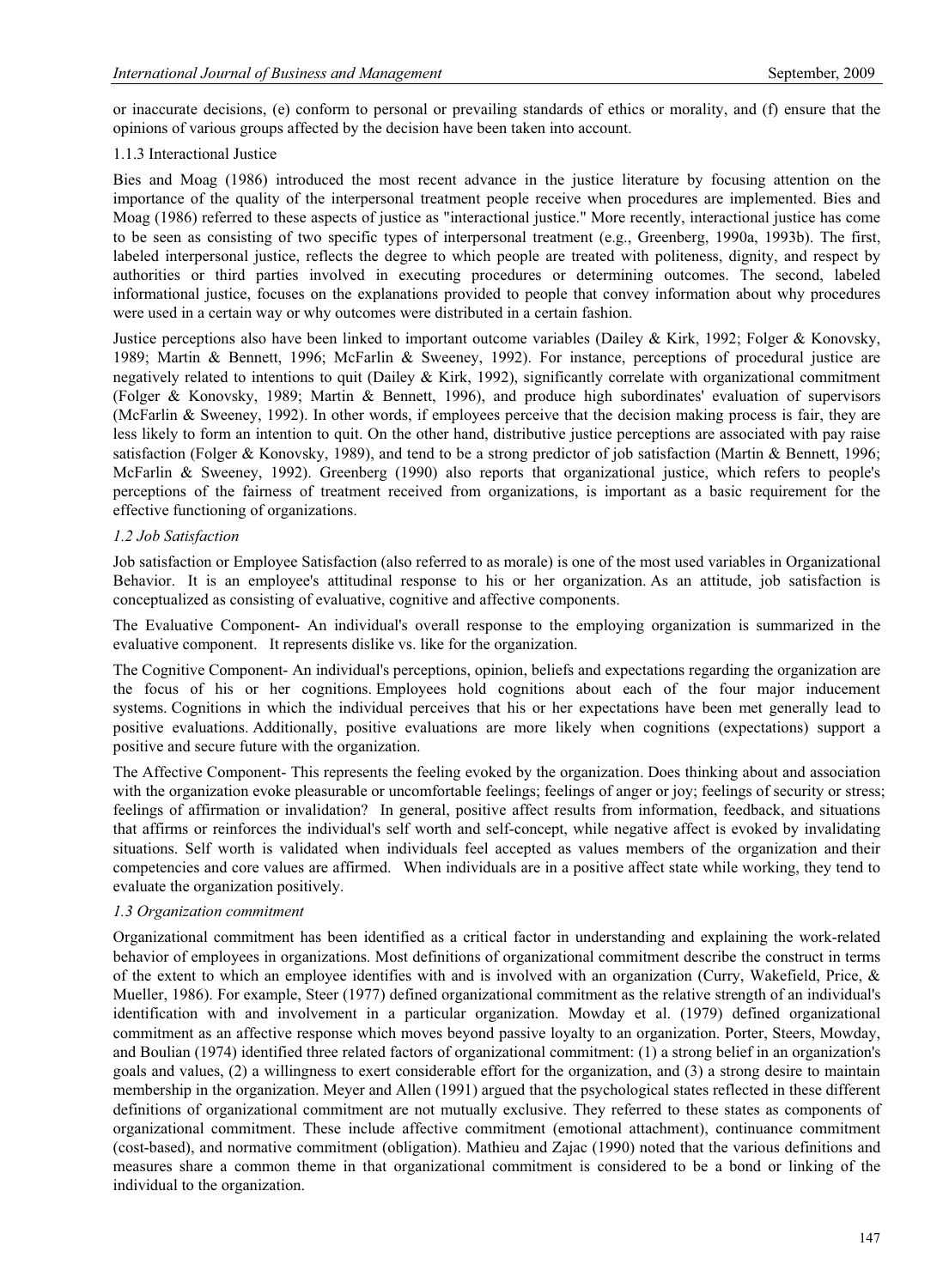or inaccurate decisions, (e) conform to personal or prevailing standards of ethics or morality, and (f) ensure that the opinions of various groups affected by the decision have been taken into account.

#### 1.1.3 Interactional Justice

Bies and Moag (1986) introduced the most recent advance in the justice literature by focusing attention on the importance of the quality of the interpersonal treatment people receive when procedures are implemented. Bies and Moag (1986) referred to these aspects of justice as "interactional justice." More recently, interactional justice has come to be seen as consisting of two specific types of interpersonal treatment (e.g., Greenberg, 1990a, 1993b). The first, labeled interpersonal justice, reflects the degree to which people are treated with politeness, dignity, and respect by authorities or third parties involved in executing procedures or determining outcomes. The second, labeled informational justice, focuses on the explanations provided to people that convey information about why procedures were used in a certain way or why outcomes were distributed in a certain fashion.

Justice perceptions also have been linked to important outcome variables (Dailey & Kirk, 1992; Folger & Konovsky, 1989; Martin & Bennett, 1996; McFarlin & Sweeney, 1992). For instance, perceptions of procedural justice are negatively related to intentions to quit (Dailey & Kirk, 1992), significantly correlate with organizational commitment (Folger & Konovsky, 1989; Martin & Bennett, 1996), and produce high subordinates' evaluation of supervisors (McFarlin & Sweeney, 1992). In other words, if employees perceive that the decision making process is fair, they are less likely to form an intention to quit. On the other hand, distributive justice perceptions are associated with pay raise satisfaction (Folger & Konovsky, 1989), and tend to be a strong predictor of job satisfaction (Martin & Bennett, 1996; McFarlin & Sweeney, 1992). Greenberg (1990) also reports that organizational justice, which refers to people's perceptions of the fairness of treatment received from organizations, is important as a basic requirement for the effective functioning of organizations.

### *1.2 Job Satisfaction*

Job satisfaction or Employee Satisfaction (also referred to as morale) is one of the most used variables in Organizational Behavior. It is an employee's attitudinal response to his or her organization. As an attitude, job satisfaction is conceptualized as consisting of evaluative, cognitive and affective components.

The Evaluative Component- An individual's overall response to the employing organization is summarized in the evaluative component. It represents dislike vs. like for the organization.

The Cognitive Component- An individual's perceptions, opinion, beliefs and expectations regarding the organization are the focus of his or her cognitions. Employees hold cognitions about each of the four major inducement systems. Cognitions in which the individual perceives that his or her expectations have been met generally lead to positive evaluations. Additionally, positive evaluations are more likely when cognitions (expectations) support a positive and secure future with the organization.

The Affective Component- This represents the feeling evoked by the organization. Does thinking about and association with the organization evoke pleasurable or uncomfortable feelings; feelings of anger or joy; feelings of security or stress; feelings of affirmation or invalidation? In general, positive affect results from information, feedback, and situations that affirms or reinforces the individual's self worth and self-concept, while negative affect is evoked by invalidating situations. Self worth is validated when individuals feel accepted as values members of the organization and their competencies and core values are affirmed. When individuals are in a positive affect state while working, they tend to evaluate the organization positively.

### *1.3 Organization commitment*

Organizational commitment has been identified as a critical factor in understanding and explaining the work-related behavior of employees in organizations. Most definitions of organizational commitment describe the construct in terms of the extent to which an employee identifies with and is involved with an organization (Curry, Wakefield, Price, & Mueller, 1986). For example, Steer (1977) defined organizational commitment as the relative strength of an individual's identification with and involvement in a particular organization. Mowday et al. (1979) defined organizational commitment as an affective response which moves beyond passive loyalty to an organization. Porter, Steers, Mowday, and Boulian (1974) identified three related factors of organizational commitment: (1) a strong belief in an organization's goals and values, (2) a willingness to exert considerable effort for the organization, and (3) a strong desire to maintain membership in the organization. Meyer and Allen (1991) argued that the psychological states reflected in these different definitions of organizational commitment are not mutually exclusive. They referred to these states as components of organizational commitment. These include affective commitment (emotional attachment), continuance commitment (cost-based), and normative commitment (obligation). Mathieu and Zajac (1990) noted that the various definitions and measures share a common theme in that organizational commitment is considered to be a bond or linking of the individual to the organization.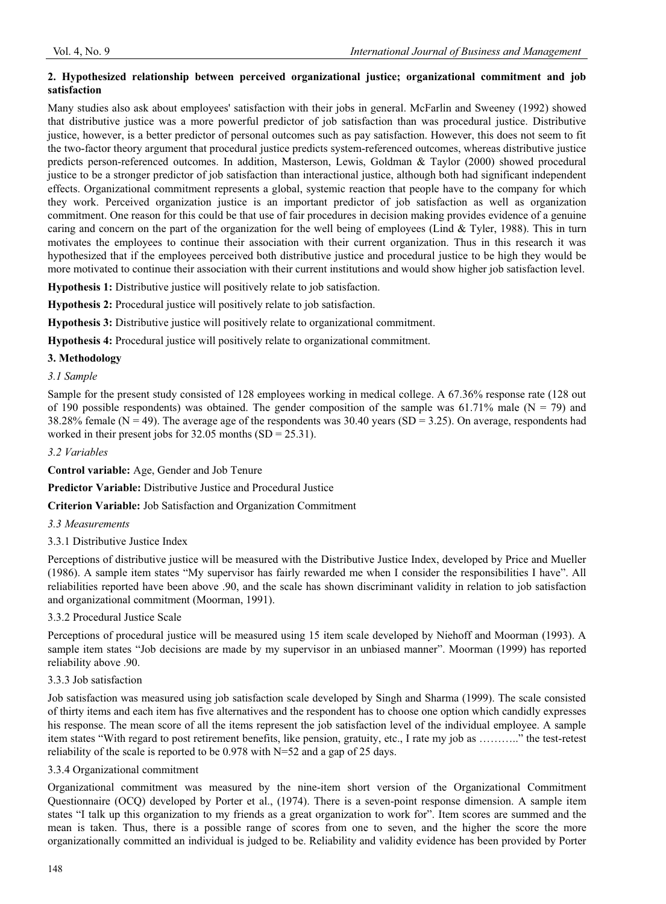## 2. Hypothesized relationship between perceived organizational justice; organizational commitment and job satisfaction

Many studies also ask about employees' satisfaction with their jobs in general. McFarlin and Sweeney (1992) showed that distributive justice was a more powerful predictor of job satisfaction than was procedural justice. Distributive justice, however, is a better predictor of personal outcomes such as pay satisfaction. However, this does not seem to fit the two-factor theory argument that procedural justice predicts system-referenced outcomes, whereas distributive justice predicts person-referenced outcomes. In addition, Masterson, Lewis, Goldman & Taylor (2000) showed procedural justice to be a stronger predictor of job satisfaction than interactional justice, although both had significant independent effects. Organizational commitment represents a global, systemic reaction that people have to the company for which they work. Perceived organization justice is an important predictor of job satisfaction as well as organization commitment. One reason for this could be that use of fair procedures in decision making provides evidence of a genuine caring and concern on the part of the organization for the well being of employees (Lind & Tyler, 1988). This in turn motivates the employees to continue their association with their current organization. Thus in this research it was hypothesized that if the employees perceived both distributive justice and procedural justice to be high they would be more motivated to continue their association with their current institutions and would show higher job satisfaction level.

**Hypothesis 1:** Distributive justice will positively relate to job satisfaction.

**Hypothesis 2:** Procedural justice will positively relate to job satisfaction.

**Hypothesis 3:** Distributive justice will positively relate to organizational commitment.

**Hypothesis 4:** Procedural justice will positively relate to organizational commitment.

## 3. Methodology

### *3.1 Sample*

Sample for the present study consisted of 128 employees working in medical college. A 67.36% response rate (128 out of 190 possible respondents) was obtained. The gender composition of the sample was 61.71% male (N = 79) and 38.28% female (N = 49). The average age of the respondents was 30.40 years (SD = 3.25). On average, respondents had worked in their present jobs for 32.05 months (SD = 25.31).

### *3.2 Variables*

**Control variable:** Age, Gender and Job Tenure

**Predictor Variable:** Distributive Justice and Procedural Justice

**Criterion Variable:** Job Satisfaction and Organization Commitment

### *3.3 Measurements*

#### 3.3.1 Distributive Justice Index

Perceptions of distributive justice will be measured with the Distributive Justice Index, developed by Price and Mueller (1986). A sample item states "My supervisor has fairly rewarded me when I consider the responsibilities I have". All reliabilities reported have been above .90, and the scale has shown discriminant validity in relation to job satisfaction and organizational commitment (Moorman, 1991).

#### 3.3.2 Procedural Justice Scale

Perceptions of procedural justice will be measured using 15 item scale developed by Niehoff and Moorman (1993). A sample item states "Job decisions are made by my supervisor in an unbiased manner". Moorman (1999) has reported reliability above .90.

#### 3.3.3 Job satisfaction

Job satisfaction was measured using job satisfaction scale developed by Singh and Sharma (1999). The scale consisted of thirty items and each item has five alternatives and the respondent has to choose one option which candidly expresses his response. The mean score of all the items represent the job satisfaction level of the individual employee. A sample item states "With regard to post retirement benefits, like pension, gratuity, etc., I rate my job as ……….." the test-retest reliability of the scale is reported to be 0.978 with N=52 and a gap of 25 days.

#### 3.3.4 Organizational commitment

Organizational commitment was measured by the nine-item short version of the Organizational Commitment Questionnaire (OCQ) developed by Porter et al., (1974). There is a seven-point response dimension. A sample item states "I talk up this organization to my friends as a great organization to work for". Item scores are summed and the mean is taken. Thus, there is a possible range of scores from one to seven, and the higher the score the more organizationally committed an individual is judged to be. Reliability and validity evidence has been provided by Porter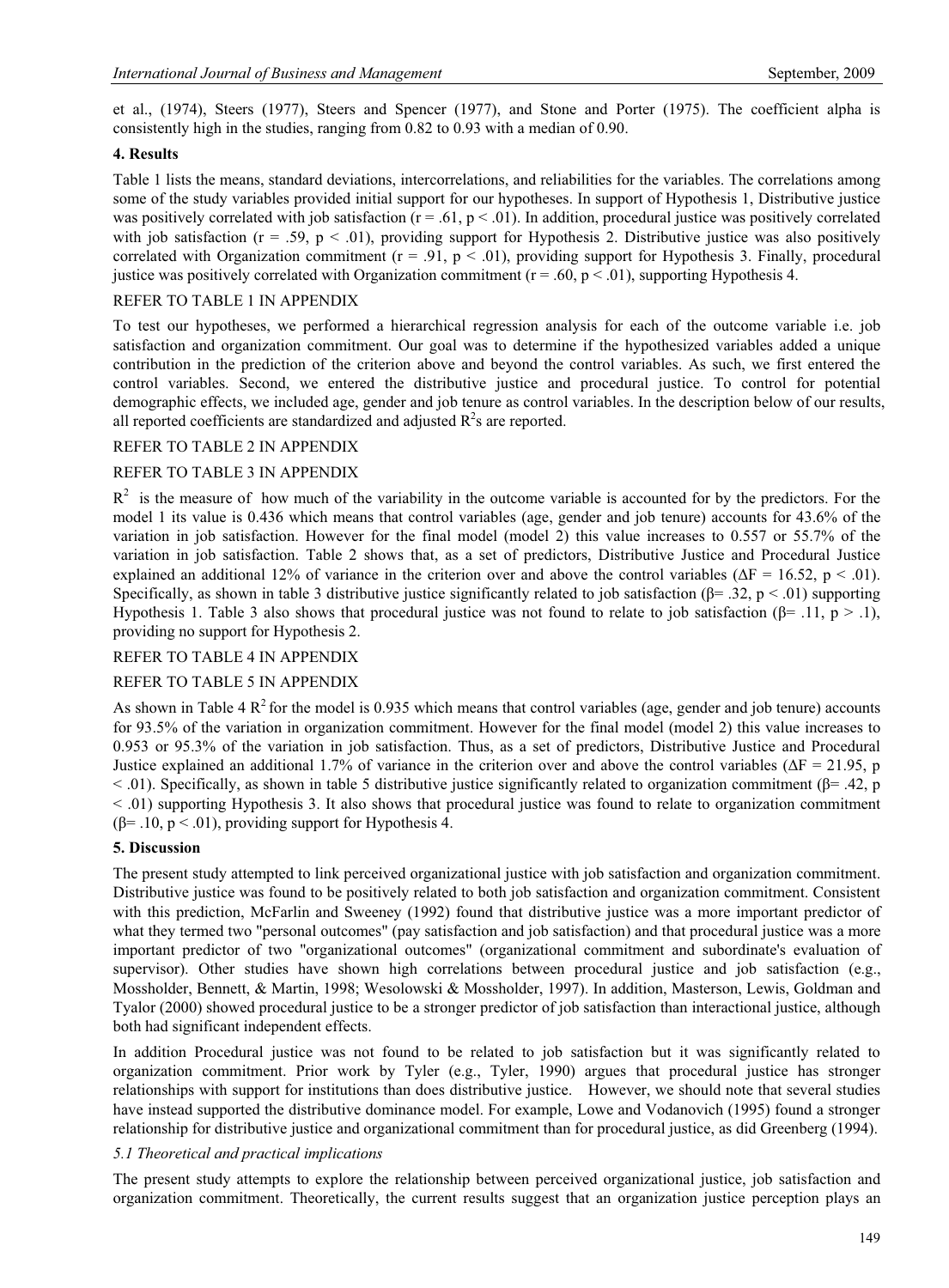et al., (1974), Steers (1977), Steers and Spencer (1977), and Stone and Porter (1975). The coefficient alpha is consistently high in the studies, ranging from 0.82 to 0.93 with a median of 0.90.

## 4. Results

Table 1 lists the means, standard deviations, intercorrelations, and reliabilities for the variables. The correlations among some of the study variables provided initial support for our hypotheses. In support of Hypothesis 1, Distributive justice was positively correlated with job satisfaction ($r = .61, p < .01$). In addition, procedural justice was positively correlated with job satisfaction ($r = .59, p < .01$), providing support for Hypothesis 2. Distributive justice was also positively correlated with Organization commitment ($r = .91, p < .01$), providing support for Hypothesis 3. Finally, procedural justice was positively correlated with Organization commitment ($r = .60, p < .01$), supporting Hypothesis 4.

REFER TO TABLE 1 IN APPENDIX

To test our hypotheses, we performed a hierarchical regression analysis for each of the outcome variable i.e. job satisfaction and organization commitment. Our goal was to determine if the hypothesized variables added a unique contribution in the prediction of the criterion above and beyond the control variables. As such, we first entered the control variables. Second, we entered the distributive justice and procedural justice. To control for potential demographic effects, we included age, gender and job tenure as control variables. In the description below of our results, all reported coefficients are standardized and adjusted $R^2$s are reported.

REFER TO TABLE 2 IN APPENDIX

REFER TO TABLE 3 IN APPENDIX

$R^2$ is the measure of how much of the variability in the outcome variable is accounted for by the predictors. For the model 1 its value is 0.436 which means that control variables (age, gender and job tenure) accounts for 43.6% of the variation in job satisfaction. However for the final model (model 2) this value increases to 0.557 or 55.7% of the variation in job satisfaction. Table 2 shows that, as a set of predictors, Distributive Justice and Procedural Justice explained an additional 12% of variance in the criterion over and above the control variables ($\Delta F = 16.52, p < .01$). Specifically, as shown in table 3 distributive justice significantly related to job satisfaction ($\beta = .32, p < .01$) supporting Hypothesis 1. Table 3 also shows that procedural justice was not found to relate to job satisfaction ($\beta = .11, p > .1$), providing no support for Hypothesis 2.

REFER TO TABLE 4 IN APPENDIX

REFER TO TABLE 5 IN APPENDIX

As shown in Table 4 $R^2$ for the model is 0.935 which means that control variables (age, gender and job tenure) accounts for 93.5% of the variation in organization commitment. However for the final model (model 2) this value increases to 0.953 or 95.3% of the variation in job satisfaction. Thus, as a set of predictors, Distributive Justice and Procedural Justice explained an additional 1.7% of variance in the criterion over and above the control variables ($\Delta F = 21.95, p < .01$). Specifically, as shown in table 5 distributive justice significantly related to organization commitment ($\beta = .42, p < .01$) supporting Hypothesis 3. It also shows that procedural justice was found to relate to organization commitment ($\beta = .10, p < .01$), providing support for Hypothesis 4.

## 5. Discussion

The present study attempted to link perceived organizational justice with job satisfaction and organization commitment. Distributive justice was found to be positively related to both job satisfaction and organization commitment. Consistent with this prediction, McFarlin and Sweeney (1992) found that distributive justice was a more important predictor of what they termed two "personal outcomes" (pay satisfaction and job satisfaction) and that procedural justice was a more important predictor of two "organizational outcomes" (organizational commitment and subordinate's evaluation of supervisor). Other studies have shown high correlations between procedural justice and job satisfaction (e.g., Mossholder, Bennett, & Martin, 1998; Wesolowski & Mossholder, 1997). In addition, Masterson, Lewis, Goldman and Tyalor (2000) showed procedural justice to be a stronger predictor of job satisfaction than interactional justice, although both had significant independent effects.

In addition Procedural justice was not found to be related to job satisfaction but it was significantly related to organization commitment. Prior work by Tyler (e.g., Tyler, 1990) argues that procedural justice has stronger relationships with support for institutions than does distributive justice. However, we should note that several studies have instead supported the distributive dominance model. For example, Lowe and Vodanovich (1995) found a stronger relationship for distributive justice and organizational commitment than for procedural justice, as did Greenberg (1994).

### *5.1 Theoretical and practical implications*

The present study attempts to explore the relationship between perceived organizational justice, job satisfaction and organization commitment. Theoretically, the current results suggest that an organization justice perception plays an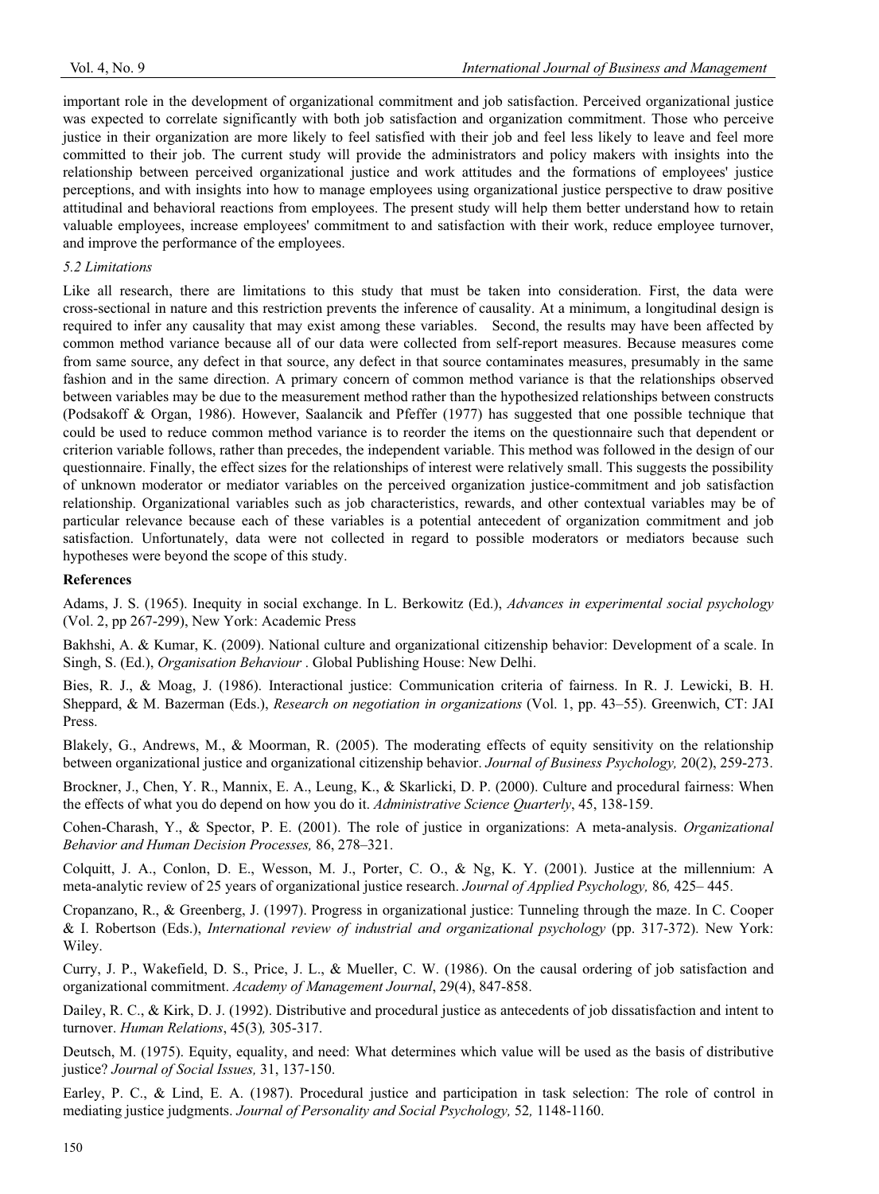important role in the development of organizational commitment and job satisfaction. Perceived organizational justice was expected to correlate significantly with both job satisfaction and organization commitment. Those who perceive justice in their organization are more likely to feel satisfied with their job and feel less likely to leave and feel more committed to their job. The current study will provide the administrators and policy makers with insights into the relationship between perceived organizational justice and work attitudes and the formations of employees' justice perceptions, and with insights into how to manage employees using organizational justice perspective to draw positive attitudinal and behavioral reactions from employees. The present study will help them better understand how to retain valuable employees, increase employees' commitment to and satisfaction with their work, reduce employee turnover, and improve the performance of the employees.

### *5.2 Limitations*

Like all research, there are limitations to this study that must be taken into consideration. First, the data were cross-sectional in nature and this restriction prevents the inference of causality. At a minimum, a longitudinal design is required to infer any causality that may exist among these variables. Second, the results may have been affected by common method variance because all of our data were collected from self-report measures. Because measures come from same source, any defect in that source, any defect in that source contaminates measures, presumably in the same fashion and in the same direction. A primary concern of common method variance is that the relationships observed between variables may be due to the measurement method rather than the hypothesized relationships between constructs (Podsakoff & Organ, 1986). However, Saalancik and Pfeffer (1977) has suggested that one possible technique that could be used to reduce common method variance is to reorder the items on the questionnaire such that dependent or criterion variable follows, rather than precedes, the independent variable. This method was followed in the design of our questionnaire. Finally, the effect sizes for the relationships of interest were relatively small. This suggests the possibility of unknown moderator or mediator variables on the perceived organization justice-commitment and job satisfaction relationship. Organizational variables such as job characteristics, rewards, and other contextual variables may be of particular relevance because each of these variables is a potential antecedent of organization commitment and job satisfaction. Unfortunately, data were not collected in regard to possible moderators or mediators because such hypotheses were beyond the scope of this study.

## References

Adams, J. S. (1965). Inequity in social exchange. In L. Berkowitz (Ed.), *Advances in experimental social psychology* (Vol. 2, pp 267-299), New York: Academic Press

Bakhshi, A. & Kumar, K. (2009). National culture and organizational citizenship behavior: Development of a scale. In Singh, S. (Ed.), *Organisation Behaviour* . Global Publishing House: New Delhi.

Bies, R. J., & Moag, J. (1986). Interactional justice: Communication criteria of fairness. In R. J. Lewicki, B. H. Sheppard, & M. Bazerman (Eds.), *Research on negotiation in organizations* (Vol. 1, pp. 43–55). Greenwich, CT: JAI Press.

Blakely, G., Andrews, M., & Moorman, R. (2005). The moderating effects of equity sensitivity on the relationship between organizational justice and organizational citizenship behavior. *Journal of Business Psychology,* 20(2), 259-273.

Brockner, J., Chen, Y. R., Mannix, E. A., Leung, K., & Skarlicki, D. P. (2000). Culture and procedural fairness: When the effects of what you do depend on how you do it. *Administrative Science Quarterly*, 45, 138-159.

Cohen-Charash, Y., & Spector, P. E. (2001). The role of justice in organizations: A meta-analysis. *Organizational Behavior and Human Decision Processes,* 86, 278–321.

Colquitt, J. A., Conlon, D. E., Wesson, M. J., Porter, C. O., & Ng, K. Y. (2001). Justice at the millennium: A meta-analytic review of 25 years of organizational justice research. *Journal of Applied Psychology,* 86*,* 425– 445.

Cropanzano, R., & Greenberg, J. (1997). Progress in organizational justice: Tunneling through the maze. In C. Cooper & I. Robertson (Eds.), *International review of industrial and organizational psychology* (pp. 317-372). New York: Wiley.

Curry, J. P., Wakefield, D. S., Price, J. L., & Mueller, C. W. (1986). On the causal ordering of job satisfaction and organizational commitment. *Academy of Management Journal*, 29(4), 847-858.

Dailey, R. C., & Kirk, D. J. (1992). Distributive and procedural justice as antecedents of job dissatisfaction and intent to turnover. *Human Relations*, 45(3)*,* 305-317.

Deutsch, M. (1975). Equity, equality, and need: What determines which value will be used as the basis of distributive justice? *Journal of Social Issues,* 31, 137-150.

Earley, P. C., & Lind, E. A. (1987). Procedural justice and participation in task selection: The role of control in mediating justice judgments. *Journal of Personality and Social Psychology,* 52*,* 1148-1160.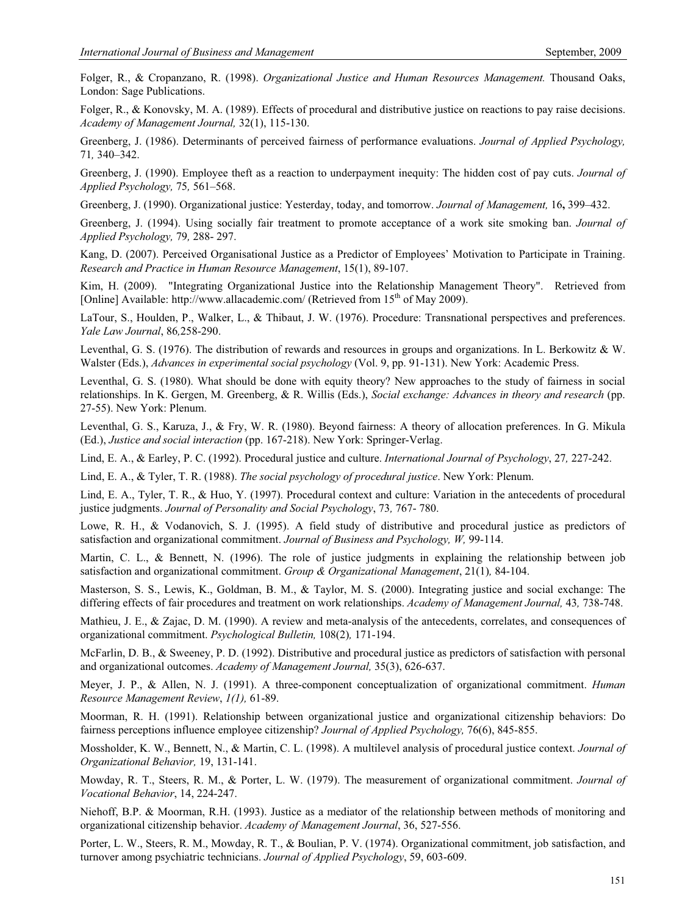Folger, R., & Cropanzano, R. (1998). *Organizational Justice and Human Resources Management.* Thousand Oaks, London: Sage Publications.

Folger, R., & Konovsky, M. A. (1989). Effects of procedural and distributive justice on reactions to pay raise decisions. *Academy of Management Journal,* 32(1), 115-130.

Greenberg, J. (1986). Determinants of perceived fairness of performance evaluations. *Journal of Applied Psychology,* 71*,* 340–342.

Greenberg, J. (1990). Employee theft as a reaction to underpayment inequity: The hidden cost of pay cuts. *Journal of Applied Psychology,* 75*,* 561–568.

Greenberg, J. (1990). Organizational justice: Yesterday, today, and tomorrow. *Journal of Management,* 16**,** 399–432.

Greenberg, J. (1994). Using socially fair treatment to promote acceptance of a work site smoking ban. *Journal of Applied Psychology,* 79*,* 288- 297.

Kang, D. (2007). Perceived Organisational Justice as a Predictor of Employees' Motivation to Participate in Training. *Research and Practice in Human Resource Management*, 15(1), 89-107.

Kim, H. (2009). "Integrating Organizational Justice into the Relationship Management Theory". Retrieved from [Online] Available: http://www.allacademic.com/ (Retrieved from 15th of May 2009).

LaTour, S., Houlden, P., Walker, L., & Thibaut, J. W. (1976). Procedure: Transnational perspectives and preferences. *Yale Law Journal*, 86*,*258-290.

Leventhal, G. S. (1976). The distribution of rewards and resources in groups and organizations. In L. Berkowitz & W. Walster (Eds.), *Advances in experimental social psychology* (Vol. 9, pp. 91-131). New York: Academic Press.

Leventhal, G. S. (1980). What should be done with equity theory? New approaches to the study of fairness in social relationships. In K. Gergen, M. Greenberg, & R. Willis (Eds.), *Social exchange: Advances in theory and research* (pp. 27-55). New York: Plenum.

Leventhal, G. S., Karuza, J., & Fry, W. R. (1980). Beyond fairness: A theory of allocation preferences. In G. Mikula (Ed.), *Justice and social interaction* (pp. 167-218). New York: Springer-Verlag.

Lind, E. A., & Earley, P. C. (1992). Procedural justice and culture. *International Journal of Psychology*, 27*,* 227-242.

Lind, E. A., & Tyler, T. R. (1988). *The social psychology of procedural justice*. New York: Plenum.

Lind, E. A., Tyler, T. R., & Huo, Y. (1997). Procedural context and culture: Variation in the antecedents of procedural justice judgments. *Journal of Personality and Social Psychology*, 73*,* 767- 780.

Lowe, R. H., & Vodanovich, S. J. (1995). A field study of distributive and procedural justice as predictors of satisfaction and organizational commitment. *Journal of Business and Psychology, W,* 99-114.

Martin, C. L., & Bennett, N. (1996). The role of justice judgments in explaining the relationship between job satisfaction and organizational commitment. *Group & Organizational Management*, 21(1)*,* 84-104.

Masterson, S. S., Lewis, K., Goldman, B. M., & Taylor, M. S. (2000). Integrating justice and social exchange: The differing effects of fair procedures and treatment on work relationships. *Academy of Management Journal,* 43*,* 738-748.

Mathieu, J. E., & Zajac, D. M. (1990). A review and meta-analysis of the antecedents, correlates, and consequences of organizational commitment. *Psychological Bulletin,* 108(2)*,* 171-194.

McFarlin, D. B., & Sweeney, P. D. (1992). Distributive and procedural justice as predictors of satisfaction with personal and organizational outcomes. *Academy of Management Journal,* 35(3), 626-637.

Meyer, J. P., & Allen, N. J. (1991). A three-component conceptualization of organizational commitment. *Human Resource Management Review*, *1(1),* 61-89.

Moorman, R. H. (1991). Relationship between organizational justice and organizational citizenship behaviors: Do fairness perceptions influence employee citizenship? *Journal of Applied Psychology,* 76(6), 845-855.

Mossholder, K. W., Bennett, N., & Martin, C. L. (1998). A multilevel analysis of procedural justice context. *Journal of Organizational Behavior,* 19, 131-141.

Mowday, R. T., Steers, R. M., & Porter, L. W. (1979). The measurement of organizational commitment. *Journal of Vocational Behavior*, 14, 224-247.

Niehoff, B.P. & Moorman, R.H. (1993). Justice as a mediator of the relationship between methods of monitoring and organizational citizenship behavior. *Academy of Management Journal*, 36, 527-556.

Porter, L. W., Steers, R. M., Mowday, R. T., & Boulian, P. V. (1974). Organizational commitment, job satisfaction, and turnover among psychiatric technicians. *Journal of Applied Psychology*, 59, 603-609.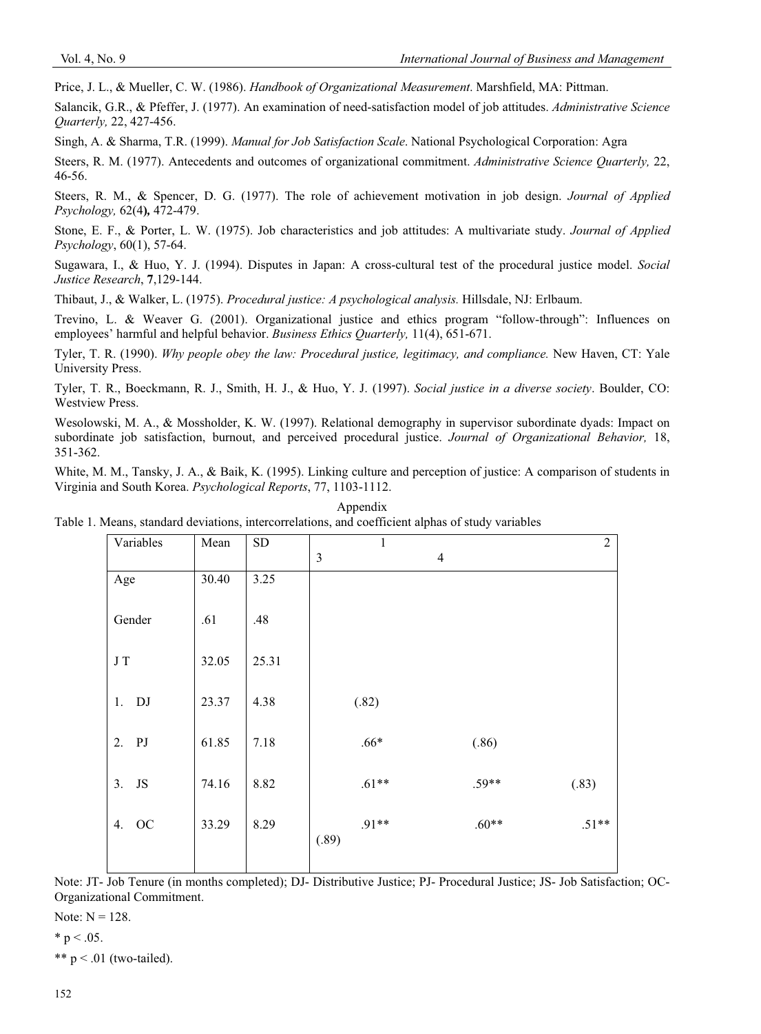Price, J. L., & Mueller, C. W. (1986). *Handbook of Organizational Measurement*. Marshfield, MA: Pittman.

Salancik, G.R., & Pfeffer, J. (1977). An examination of need-satisfaction model of job attitudes. *Administrative Science Quarterly,* 22, 427-456.

Singh, A. & Sharma, T.R. (1999). *Manual for Job Satisfaction Scale*. National Psychological Corporation: Agra

Steers, R. M. (1977). Antecedents and outcomes of organizational commitment. *Administrative Science Quarterly,* 22, 46-56.

Steers, R. M., & Spencer, D. G. (1977). The role of achievement motivation in job design. *Journal of Applied Psychology,* 62(4**),** 472-479.

Stone, E. F., & Porter, L. W. (1975). Job characteristics and job attitudes: A multivariate study. *Journal of Applied Psychology*, 60(1), 57-64.

Sugawara, I., & Huo, Y. J. (1994). Disputes in Japan: A cross-cultural test of the procedural justice model. *Social Justice Research*, **7**,129-144.

Thibaut, J., & Walker, L. (1975). *Procedural justice: A psychological analysis.* Hillsdale, NJ: Erlbaum.

Trevino, L. & Weaver G. (2001). Organizational justice and ethics program "follow-through": Influences on employees' harmful and helpful behavior. *Business Ethics Quarterly,* 11(4), 651-671.

Tyler, T. R. (1990). *Why people obey the law: Procedural justice, legitimacy, and compliance.* New Haven, CT: Yale University Press.

Tyler, T. R., Boeckmann, R. J., Smith, H. J., & Huo, Y. J. (1997). *Social justice in a diverse society*. Boulder, CO: Westview Press.

Wesolowski, M. A., & Mossholder, K. W. (1997). Relational demography in supervisor subordinate dyads: Impact on subordinate job satisfaction, burnout, and perceived procedural justice. *Journal of Organizational Behavior,* 18, 351-362.

White, M. M., Tansky, J. A., & Baik, K. (1995). Linking culture and perception of justice: A comparison of students in Virginia and South Korea. *Psychological Reports*, 77, 1103-1112.

## Appendix

Table 1. Means, standard deviations, intercorrelations, and coefficient alphas of study variables

| Variables | Mean | SD | 1 | 2 | 3 | 4 |
|---|---|---|---|---|---|---|
| Age | 30.40 | 3.25 | | | | |
| Gender | .61 | .48 | | | | |
| J T | 32.05 | 25.31 | | | | |
| 1. DJ | 23.37 | 4.38 | (.82) | | | |
| 2. PJ | 61.85 | 7.18 | .66* | (.86) | | |
| 3. JS | 74.16 | 8.82 | .61** | .59** | (.83) | |
| 4. OC | 33.29 | 8.29 | .91** | .60** | .51** | (.89) |

Note: JT- Job Tenure (in months completed); DJ- Distributive Justice; PJ- Procedural Justice; JS- Job Satisfaction; OC-Organizational Commitment.

Note: N = 128.

* $p < .05$.

** $p < .01$ (two-tailed).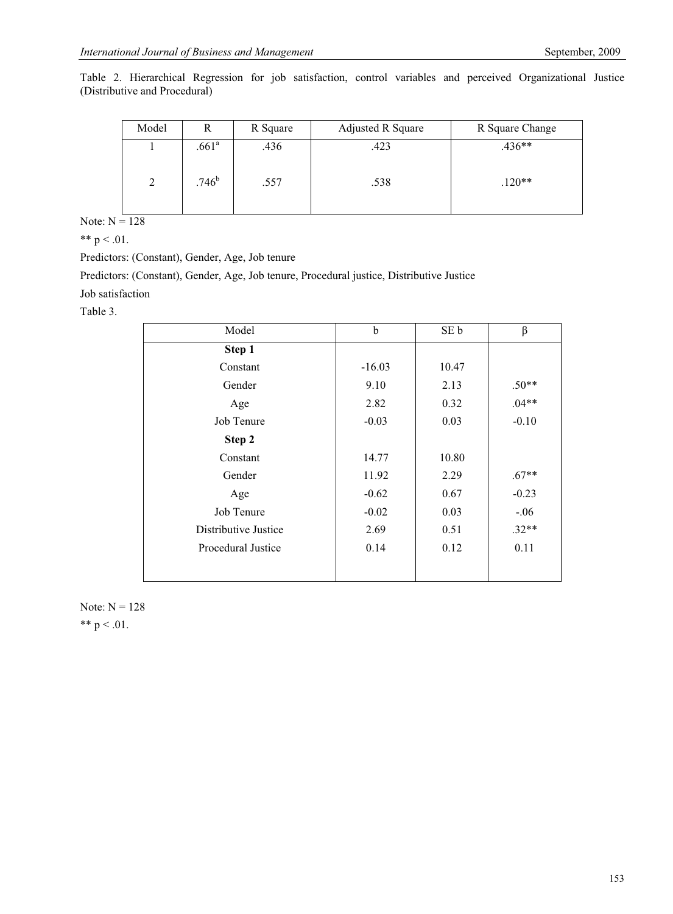Table 2. Hierarchical Regression for job satisfaction, control variables and perceived Organizational Justice (Distributive and Procedural)

| Model | R | R Square | Adjusted R Square | R Square Change |
|---|---|---|---|---|
| 1 | .661[a] | .436 | .423 | .436** |
| 2 | .746[b] | .557 | .538 | .120** |

Note: N = 128

** p < .01.

Predictors: (Constant), Gender, Age, Job tenure

Predictors: (Constant), Gender, Age, Job tenure, Procedural justice, Distributive Justice

Job satisfaction

Table 3.

| Model | b | SE b | β |
|---|---|---|---|
| **Step 1** | | | |
| Constant | -16.03 | 10.47 | |
| Gender | 9.10 | 2.13 | .50** |
| Age | 2.82 | 0.32 | .04** |
| Job Tenure | -0.03 | 0.03 | -0.10 |
| **Step 2** | | | |
| Constant | 14.77 | 10.80 | |
| Gender | 11.92 | 2.29 | .67** |
| Age | -0.62 | 0.67 | -0.23 |
| Job Tenure | -0.02 | 0.03 | -.06 |
| Distributive Justice | 2.69 | 0.51 | .32** |
| Procedural Justice | 0.14 | 0.12 | 0.11 |

Note: N = 128

** p < .01.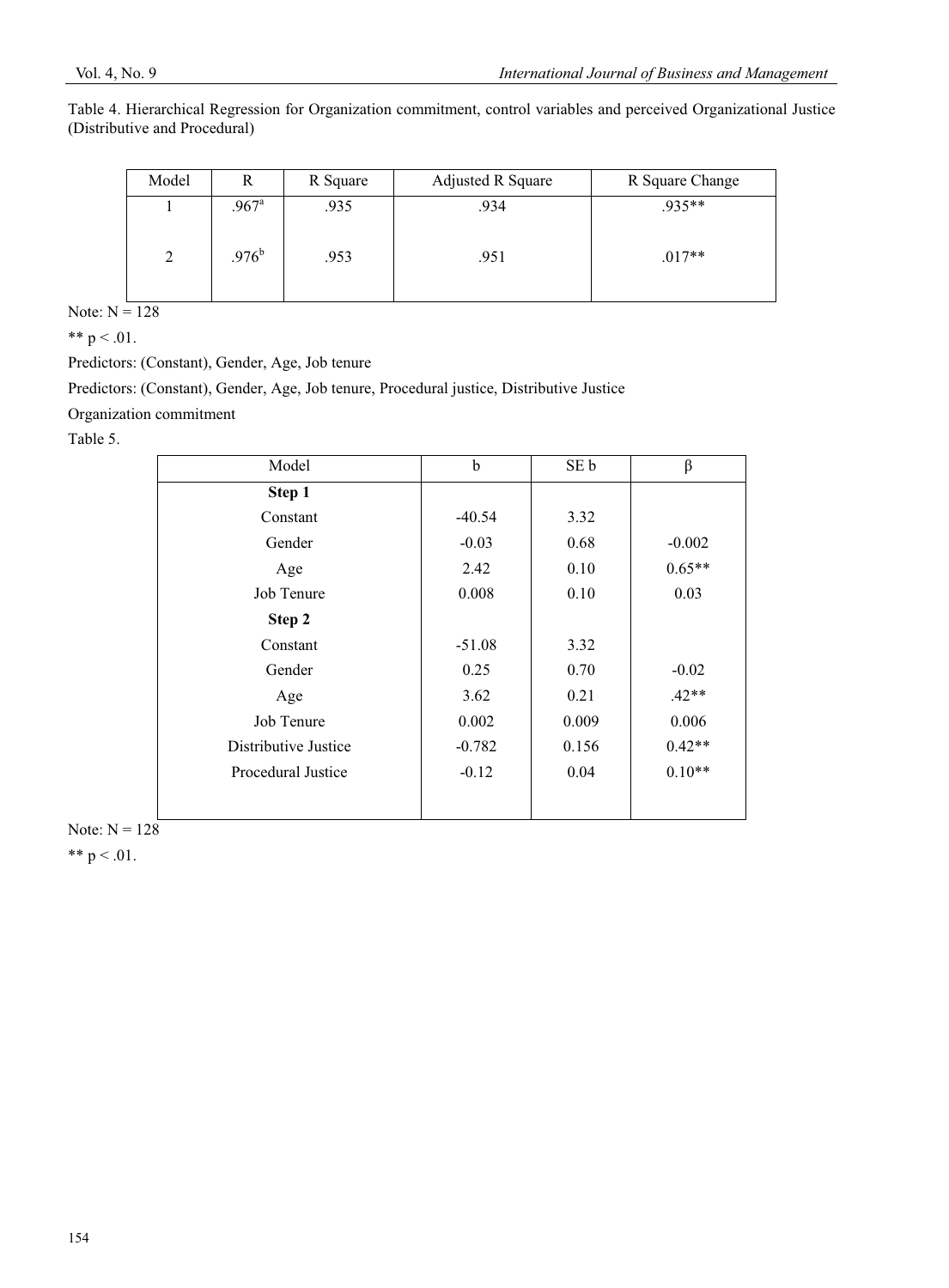Table 4. Hierarchical Regression for Organization commitment, control variables and perceived Organizational Justice (Distributive and Procedural)

| Model | R | R Square | Adjusted R Square | R Square Change |
|---|---|---|---|---|
| 1 | .967[a] | .935 | .934 | .935** |
| 2 | .976[b] | .953 | .951 | .017** |

Note: N = 128

** $p < .01$.

Predictors: (Constant), Gender, Age, Job tenure

Predictors: (Constant), Gender, Age, Job tenure, Procedural justice, Distributive Justice

Organization commitment

Table 5.

| Model | b | SE b | β |
|---|---|---|---|
| **Step 1** | | | |
| Constant | -40.54 | 3.32 | |
| Gender | -0.03 | 0.68 | -0.002 |
| Age | 2.42 | 0.10 | 0.65** |
| Job Tenure | 0.008 | 0.10 | 0.03 |
| **Step 2** | | | |
| Constant | -51.08 | 3.32 | |
| Gender | 0.25 | 0.70 | -0.02 |
| Age | 3.62 | 0.21 | .42** |
| Job Tenure | 0.002 | 0.009 | 0.006 |
| Distributive Justice | -0.782 | 0.156 | 0.42** |
| Procedural Justice | -0.12 | 0.04 | 0.10** |

Note: N = 128

** $p < .01$.